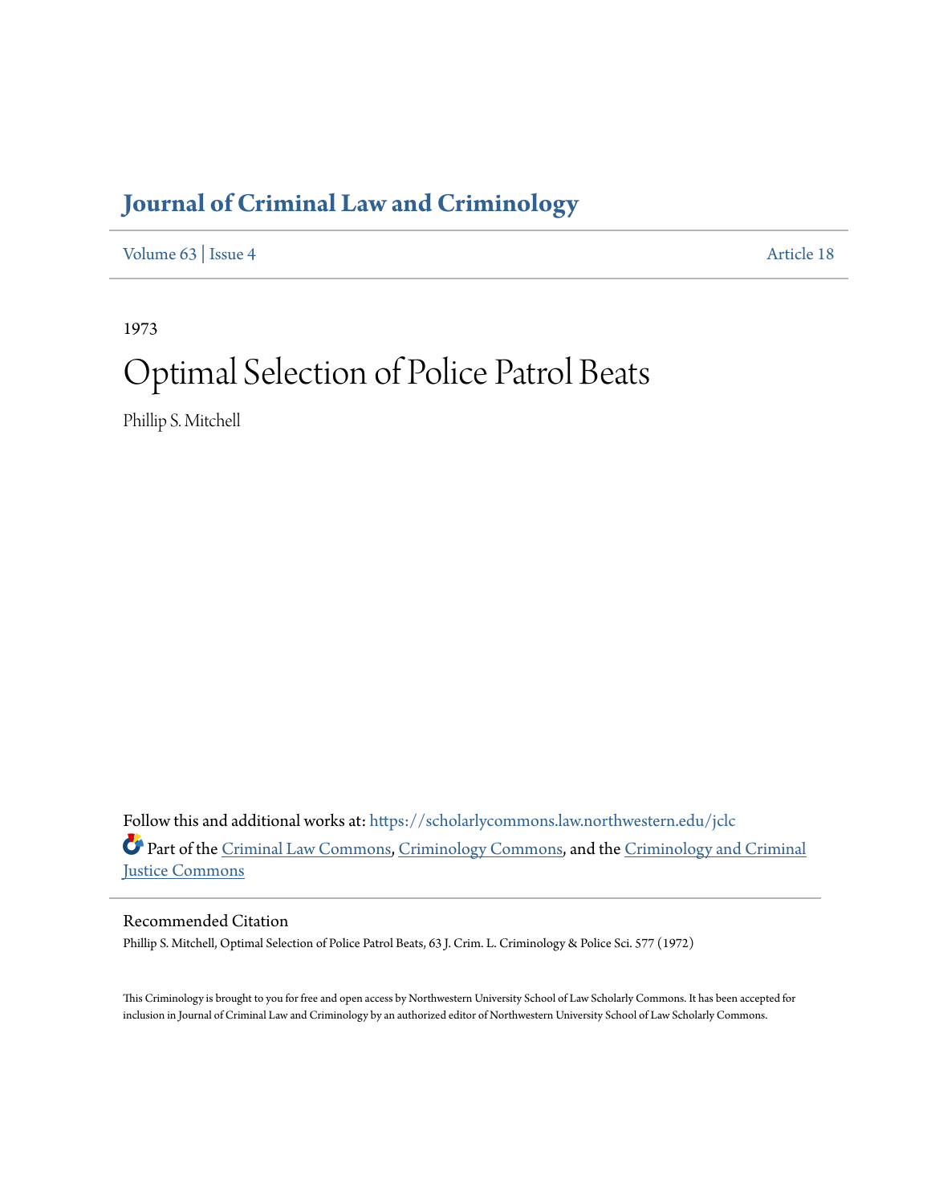# Journal of Criminal Law and Criminology

Volume 63 | Issue 4 Article 18

1973

# Optimal Selection of Police Patrol Beats

Phillip S. Mitchell

Follow this and additional works at: https://scholarlycommons.law.northwestern.edu/jclc

Part of the Criminal Law Commons, Criminology Commons, and the Criminology and Criminal Justice Commons

## Recommended Citation

Phillip S. Mitchell, Optimal Selection of Police Patrol Beats, 63 J. Crim. L. Criminology & Police Sci. 577 (1972)

This Criminology is brought to you for free and open access by Northwestern University School of Law Scholarly Commons. It has been accepted for inclusion in Journal of Criminal Law and Criminology by an authorized editor of Northwestern University School of Law Scholarly Commons.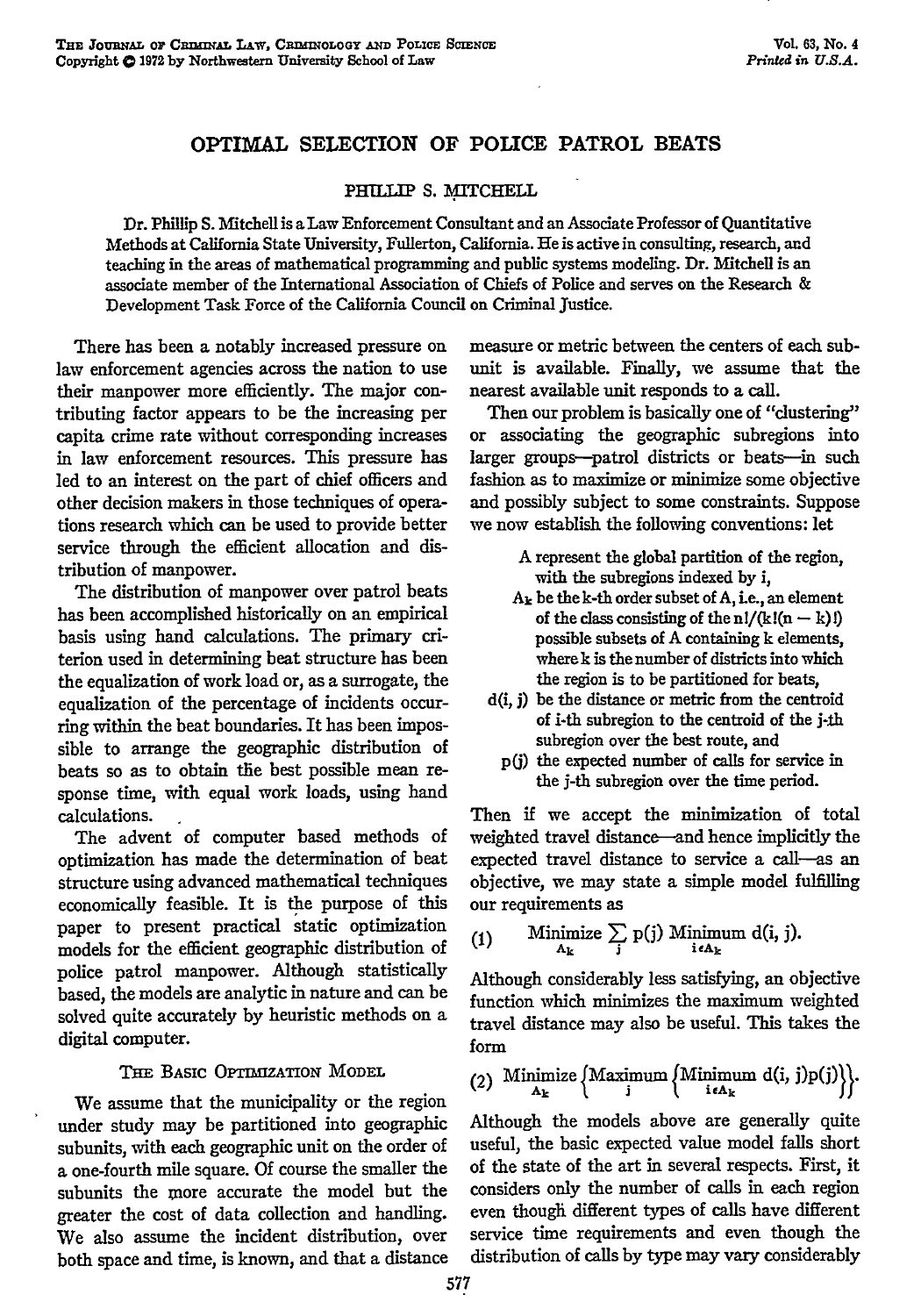# OPTIMAL SELECTION OF POLICE PATROL BEATS

PHILLIP S. MITCHELL

Dr. Phillip S. Mitchell is a Law Enforcement Consultant and an Associate Professor of Quantitative Methods at California State University, Fullerton, California. He is active in consulting, research, and teaching in the areas of mathematical programming and public systems modeling. Dr. Mitchell is an associate member of the International Association of Chiefs of Police and serves on the Research & Development Task Force of the California Council on Criminal Justice.

There has been a notably increased pressure on law enforcement agencies across the nation to use their manpower more efficiently. The major contributing factor appears to be the increasing per capita crime rate without corresponding increases in law enforcement resources. This pressure has led to an interest on the part of chief officers and other decision makers in those techniques of operations research which can be used to provide better service through the efficient allocation and distribution of manpower.

The distribution of manpower over patrol beats has been accomplished historically on an empirical basis using hand calculations. The primary criterion used in determining beat structure has been the equalization of work load or, as a surrogate, the equalization of the percentage of incidents occurring within the beat boundaries. It has been impossible to arrange the geographic distribution of beats so as to obtain the best possible mean response time, with equal work loads, using hand calculations.

The advent of computer based methods of optimization has made the determination of beat structure using advanced mathematical techniques economically feasible. It is the purpose of this paper to present practical static optimization models for the efficient geographic distribution of police patrol manpower. Although statistically based, the models are analytic in nature and can be solved quite accurately by heuristic methods on a digital computer.

## THE BASIC OPTIMIZATION MODEL

We assume that the municipality or the region under study may be partitioned into geographic subunits, with each geographic unit on the order of a one-fourth mile square. Of course the smaller the subunits the more accurate the model but the greater the cost of data collection and handling. We also assume the incident distribution, over both space and time, is known, and that a distance measure or metric between the centers of each subunit is available. Finally, we assume that the nearest available unit responds to a call.

Then our problem is basically one of "clustering" or associating the geographic subregions into larger groups—patrol districts or beats—in such fashion as to maximize or minimize some objective and possibly subject to some constraints. Suppose we now establish the following conventions: let

- $A$ represent the global partition of the region, with the subregions indexed by $i$,
- $A_k$ be the k-th order subset of $A$, i.e., an element of the class consisting of the $n!/(k!(n-k)!)$ possible subsets of $A$ containing $k$ elements, where $k$ is the number of districts into which the region is to be partitioned for beats,
- $d(i, j)$ be the distance or metric from the centroid of i-th subregion to the centroid of the j-th subregion over the best route, and
- $p(j)$ the expected number of calls for service in the j-th subregion over the time period.

Then if we accept the minimization of total weighted travel distance—and hence implicitly the expected travel distance to service a call—as an objective, we may state a simple model fulfilling our requirements as

$$\text{(1)} \quad \underset{A_k}{\text{Minimize}} \sum_j p(j) \underset{i \epsilon A_k}{\text{Minimum}}\, d(i, j).$$

Although considerably less satisfying, an objective function which minimizes the maximum weighted travel distance may also be useful. This takes the form

$$\text{(2)} \quad \underset{A_k}{\text{Minimize}} \left\{ \underset{j}{\text{Maximum}} \left\{ \underset{i \epsilon A_k}{\text{Minimum}}\, d(i, j)p(j) \right\} \right\}.$$

Although the models above are generally quite useful, the basic expected value model falls short of the state of the art in several respects. First, it considers only the number of calls in each region even though different types of calls have different service time requirements and even though the distribution of calls by type may vary considerably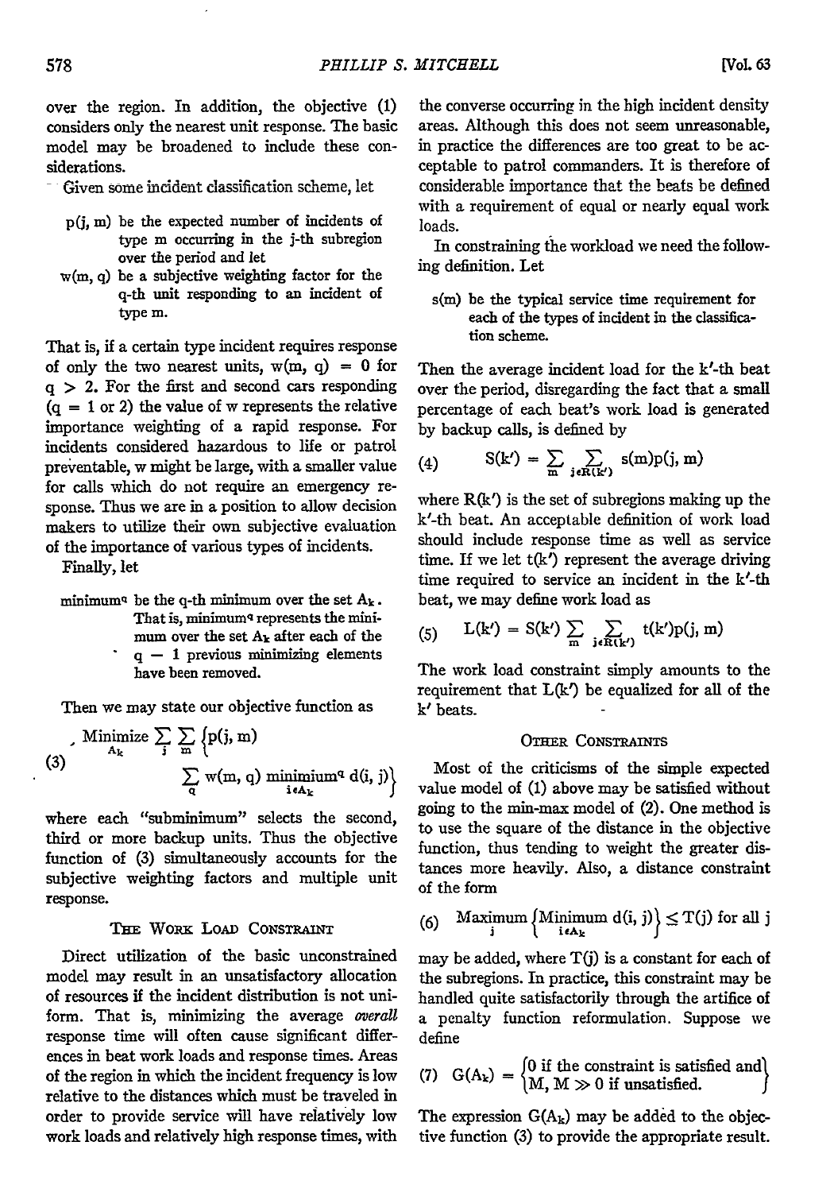over the region. In addition, the objective (1) considers only the nearest unit response. The basic model may be broadened to include these considerations.

Given some incident classification scheme, let

- $p(j, m)$ be the expected number of incidents of type m occurring in the j-th subregion over the period and let
- $w(m, q)$ be a subjective weighting factor for the q-th unit responding to an incident of type m.

That is, if a certain type incident requires response of only the two nearest units, $w(m, q) = 0$ for $q > 2$. For the first and second cars responding ($q = 1$ or $2$) the value of w represents the relative importance weighting of a rapid response. For incidents considered hazardous to life or patrol preventable, w might be large, with a smaller value for calls which do not require an emergency response. Thus we are in a position to allow decision makers to utilize their own subjective evaluation of the importance of various types of incidents.

Finally, let

- $\text{minimum}^q$ be the q-th minimum over the set $A_k$. That is, $\text{minimum}^q$ represents the minimum over the set $A_k$ after each of the $q - 1$ previous minimizing elements have been removed.

Then we may state our objective function as

$$\text{(3)} \quad \underset{A_k}{\text{Minimize}} \sum_j \sum_m \left\{ p(j, m) \sum_q w(m, q) \underset{i \in A_k}{\text{minimum}^q} d(i, j) \right\}$$

where each "subminimum" selects the second, third or more backup units. Thus the objective function of (3) simultaneously accounts for the subjective weighting factors and multiple unit response.

### The Work Load Constraint

Direct utilization of the basic unconstrained model may result in an unsatisfactory allocation of resources if the incident distribution is not uniform. That is, minimizing the average *overall* response time will often cause significant differences in beat work loads and response times. Areas of the region in which the incident frequency is low relative to the distances which must be traveled in order to provide service will have relatively low work loads and relatively high response times, with the converse occurring in the high incident density areas. Although this does not seem unreasonable, in practice the differences are too great to be acceptable to patrol commanders. It is therefore of considerable importance that the beats be defined with a requirement of equal or nearly equal work loads.

In constraining the workload we need the following definition. Let

- $s(m)$ be the typical service time requirement for each of the types of incident in the classification scheme.

Then the average incident load for the k'-th beat over the period, disregarding the fact that a small percentage of each beat's work load is generated by backup calls, is defined by

$$\text{(4)} \quad S(k') = \sum_m \sum_{j \in R(k')} s(m)p(j, m)$$

where $R(k')$ is the set of subregions making up the k'-th beat. An acceptable definition of work load should include response time as well as service time. If we let $t(k')$ represent the average driving time required to service an incident in the k'-th beat, we may define work load as

$$\text{(5)} \quad L(k') = S(k') \sum_m \sum_{j \in R(k')} t(k')p(j, m)$$

The work load constraint simply amounts to the requirement that $L(k')$ be equalized for all of the k' beats.

### Other Constraints

Most of the criticisms of the simple expected value model of (1) above may be satisfied without going to the min-max model of (2). One method is to use the square of the distance in the objective function, thus tending to weight the greater distances more heavily. Also, a distance constraint of the form

$$\text{(6)} \quad \underset{j}{\text{Maximum}} \left\{ \underset{i \in A_k}{\text{Minimum}}\, d(i, j) \right\} \leq T(j) \text{ for all } j$$

may be added, where $T(j)$ is a constant for each of the subregions. In practice, this constraint may be handled quite satisfactorily through the artifice of a penalty function reformulation. Suppose we define

$$\text{(7)} \quad G(A_k) = \begin{Bmatrix} 0 \text{ if the constraint is satisfied and} \\ M, M \gg 0 \text{ if unsatisfied.} \end{Bmatrix}$$

The expression $G(A_k)$ may be added to the objective function (3) to provide the appropriate result.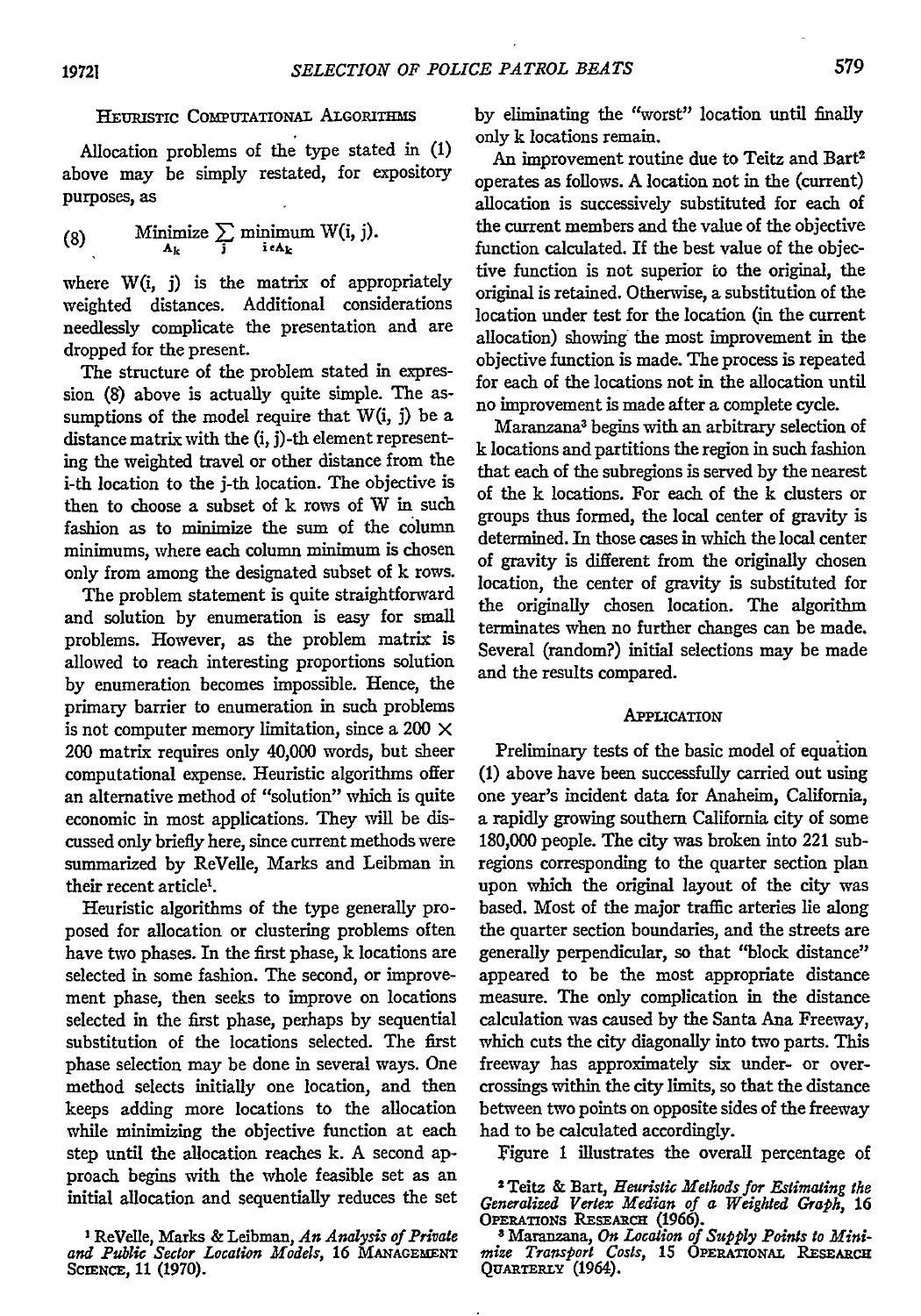### Heuristic Computational Algorithms

Allocation problems of the type stated in (1) above may be simply restated, for expository purposes, as

$$\text{(8)} \qquad \underset{A_k}{\text{Minimize}} \sum_j \underset{i \in A_k}{\text{minimum}}\ W(i, j).$$

where $W(i, j)$ is the matrix of appropriately weighted distances. Additional considerations needlessly complicate the presentation and are dropped for the present.

The structure of the problem stated in expression (8) above is actually quite simple. The assumptions of the model require that $W(i, j)$ be a distance matrix with the $(i, j)$-th element representing the weighted travel or other distance from the i-th location to the j-th location. The objective is then to choose a subset of k rows of W in such fashion as to minimize the sum of the column minimums, where each column minimum is chosen only from among the designated subset of k rows.

The problem statement is quite straightforward and solution by enumeration is easy for small problems. However, as the problem matrix is allowed to reach interesting proportions solution by enumeration becomes impossible. Hence, the primary barrier to enumeration in such problems is not computer memory limitation, since a $200 \times 200$ matrix requires only 40,000 words, but sheer computational expense. Heuristic algorithms offer an alternative method of "solution" which is quite economic in most applications. They will be discussed only briefly here, since current methods were summarized by ReVelle, Marks and Leibman in their recent article[1].

Heuristic algorithms of the type generally proposed for allocation or clustering problems often have two phases. In the first phase, k locations are selected in some fashion. The second, or improvement phase, then seeks to improve on locations selected in the first phase, perhaps by sequential substitution of the locations selected. The first phase selection may be done in several ways. One method selects initially one location, and then keeps adding more locations to the allocation while minimizing the objective function at each step until the allocation reaches k. A second approach begins with the whole feasible set as an initial allocation and sequentially reduces the set by eliminating the "worst" location until finally only k locations remain.

An improvement routine due to Teitz and Bart[2] operates as follows. A location not in the (current) allocation is successively substituted for each of the current members and the value of the objective function calculated. If the best value of the objective function is not superior to the original, the original is retained. Otherwise, a substitution of the location under test for the location (in the current allocation) showing the most improvement in the objective function is made. The process is repeated for each of the locations not in the allocation until no improvement is made after a complete cycle.

Maranzana[3] begins with an arbitrary selection of k locations and partitions the region in such fashion that each of the subregions is served by the nearest of the k locations. For each of the k clusters or groups thus formed, the local center of gravity is determined. In those cases in which the local center of gravity is different from the originally chosen location, the center of gravity is substituted for the originally chosen location. The algorithm terminates when no further changes can be made. Several (random?) initial selections may be made and the results compared.

### Application

Preliminary tests of the basic model of equation (1) above have been successfully carried out using one year's incident data for Anaheim, California, a rapidly growing southern California city of some 180,000 people. The city was broken into 221 subregions corresponding to the quarter section plan upon which the original layout of the city was based. Most of the major traffic arteries lie along the quarter section boundaries, and the streets are generally perpendicular, so that "block distance" appeared to be the most appropriate distance measure. The only complication in the distance calculation was caused by the Santa Ana Freeway, which cuts the city diagonally into two parts. This freeway has approximately six under- or overcrossings within the city limits, so that the distance between two points on opposite sides of the freeway had to be calculated accordingly.

Figure 1 illustrates the overall percentage of

---

[1] ReVelle, Marks & Leibman, *An Analysis of Private and Public Sector Location Models*, 16 Management Science, 11 (1970).

[2] Teitz & Bart, *Heuristic Methods for Estimating the Generalized Vertex Median of a Weighted Graph*, 16 Operations Research (1966).

[3] Maranzana, *On Location of Supply Points to Minimize Transport Costs*, 15 Operational Research Quarterly (1964).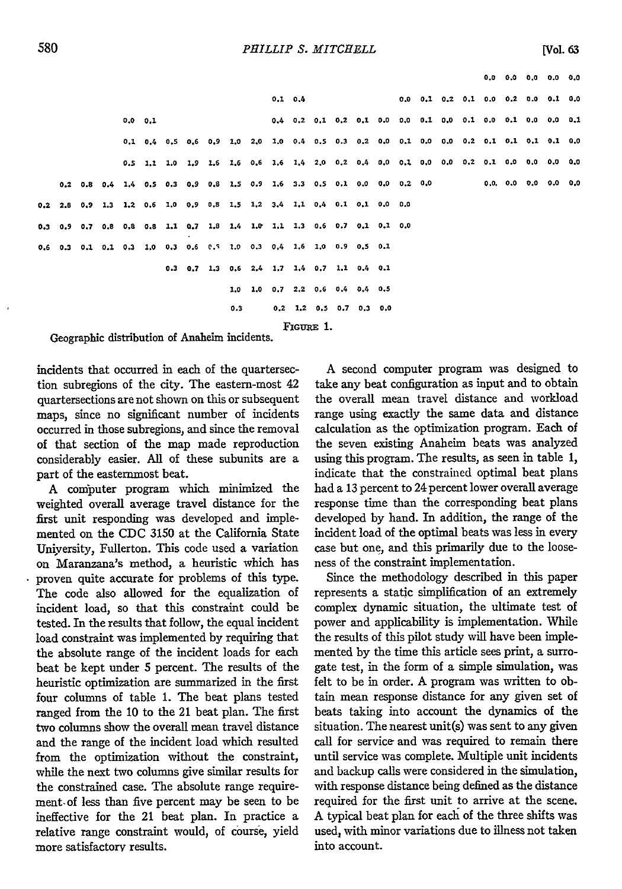```
                                                                                                                        0.0  0.0  0.0  0.0  0.0
                                                            0.1  0.4                           0.0  0.1  0.2  0.1  0.0  0.2  0.0  0.1  0.0
                    0.0  0.1                                0.4  0.2  0.1  0.2  0.1  0.0  0.0  0.1  0.0  0.1  0.0  0.1  0.0  0.0  0.1
                    0.1  0.4  0.5  0.6  0.9  1.0  2.0  1.0  0.4  0.5  0.3  0.2  0.0  0.1  0.0  0.0  0.2  0.1  0.1  0.1  0.1  0.0
                    0.5  1.1  1.0  1.9  1.6  1.6  0.6  1.6  1.4  2.0  0.2  0.4  0.0  0.1  0.0  0.0  0.2  0.1  0.0  0.0  0.0  0.0
     0.2  0.8  0.4  1.4  0.5  0.3  0.9  0.8  1.5  0.9  1.6  3.3  0.5  0.1  0.0  0.0  0.2  0.0            0.0  0.0  0.0  0.0  0.0
0.2  2.8  0.9  1.3  1.2  0.6  1.0  0.9  0.8  1.5  1.2  3.4  1.1  0.4  0.1  0.1  0.0  0.0
0.3  0.9  0.7  0.8  0.8  0.8  1.1  0.7  1.8  1.4  1.0  1.1  1.3  0.6  0.7  0.1  0.1  0.0
0.6  0.3  0.1  0.1  0.3  1.0  0.3  0.6  0.5  1.0  0.3  0.4  1.6  1.0  0.9  0.5  0.1
                              0.3  0.7  1.3  0.6  2.4  1.7  1.4  0.7  1.1  0.4  0.1
                                             1.0  1.0  0.7  2.2  0.6  0.4  0.4  0.5
                                             0.3       0.2  1.2  0.5  0.7  0.3  0.0
```

FIGURE 1.

Geographic distribution of Anaheim incidents.

incidents that occurred in each of the quartersection subregions of the city. The eastern-most 42 quartersections are not shown on this or subsequent maps, since no significant number of incidents occurred in those subregions, and since the removal of that section of the map made reproduction considerably easier. All of these subunits are a part of the easternmost beat.

A computer program which minimized the weighted overall average travel distance for the first unit responding was developed and implemented on the CDC 3150 at the California State University, Fullerton. This code used a variation on Maranzana's method, a heuristic which has proven quite accurate for problems of this type. The code also allowed for the equalization of incident load, so that this constraint could be tested. In the results that follow, the equal incident load constraint was implemented by requiring that the absolute range of the incident loads for each beat be kept under 5 percent. The results of the heuristic optimization are summarized in the first four columns of table 1. The beat plans tested ranged from the 10 to the 21 beat plan. The first two columns show the overall mean travel distance and the range of the incident load which resulted from the optimization without the constraint, while the next two columns give similar results for the constrained case. The absolute range requirement of less than five percent may be seen to be ineffective for the 21 beat plan. In practice a relative range constraint would, of course, yield more satisfactory results.

A second computer program was designed to take any beat configuration as input and to obtain the overall mean travel distance and workload range using exactly the same data and distance calculation as the optimization program. Each of the seven existing Anaheim beats was analyzed using this program. The results, as seen in table 1, indicate that the constrained optimal beat plans had a 13 percent to 24 percent lower overall average response time than the corresponding beat plans developed by hand. In addition, the range of the incident load of the optimal beats was less in every case but one, and this primarily due to the looseness of the constraint implementation.

Since the methodology described in this paper represents a static simplification of an extremely complex dynamic situation, the ultimate test of power and applicability is implementation. While the results of this pilot study will have been implemented by the time this article sees print, a surrogate test, in the form of a simple simulation, was felt to be in order. A program was written to obtain mean response distance for any given set of beats taking into account the dynamics of the situation. The nearest unit(s) was sent to any given call for service and was required to remain there until service was complete. Multiple unit incidents and backup calls were considered in the simulation, with response distance being defined as the distance required for the first unit to arrive at the scene. A typical beat plan for each of the three shifts was used, with minor variations due to illness not taken into account.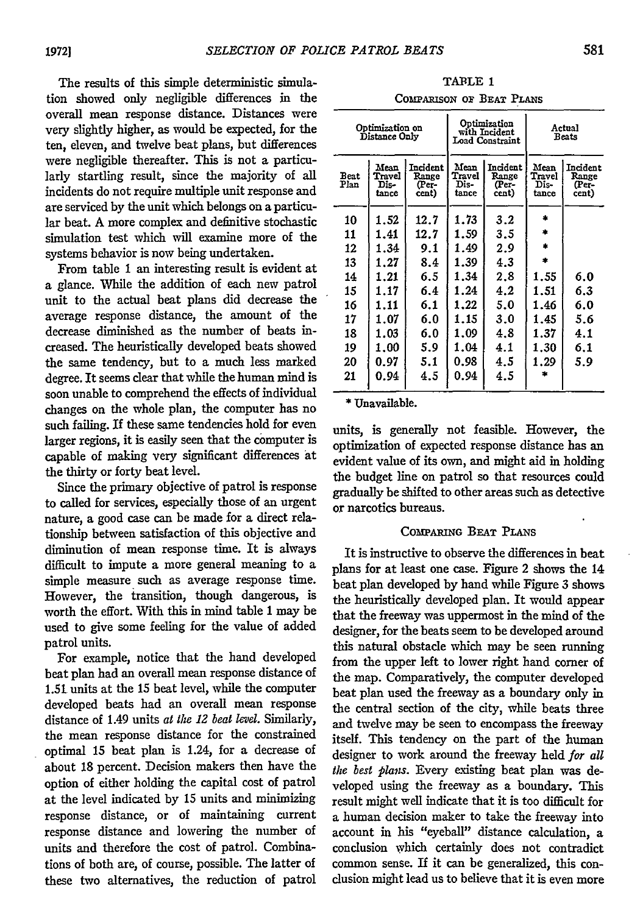The results of this simple deterministic simulation showed only negligible differences in the overall mean response distance. Distances were very slightly higher, as would be expected, for the ten, eleven, and twelve beat plans, but differences were negligible thereafter. This is not a particularly startling result, since the majority of all incidents do not require multiple unit response and are serviced by the unit which belongs on a particular beat. A more complex and definitive stochastic simulation test which will examine more of the systems behavior is now being undertaken.

From table 1 an interesting result is evident at a glance. While the addition of each new patrol unit to the actual beat plans did decrease the average response distance, the amount of the decrease diminished as the number of beats increased. The heuristically developed beats showed the same tendency, but to a much less marked degree. It seems clear that while the human mind is soon unable to comprehend the effects of individual changes on the whole plan, the computer has no such failing. If these same tendencies hold for even larger regions, it is easily seen that the computer is capable of making very significant differences at the thirty or forty beat level.

Since the primary objective of patrol is response to called for services, especially those of an urgent nature, a good case can be made for a direct relationship between satisfaction of this objective and diminution of mean response time. It is always difficult to impute a more general meaning to a simple measure such as average response time. However, the transition, though dangerous, is worth the effort. With this in mind table 1 may be used to give some feeling for the value of added patrol units.

For example, notice that the hand developed beat plan had an overall mean response distance of 1.51 units at the 15 beat level, while the computer developed beats had an overall mean response distance of 1.49 units *at the 12 beat level*. Similarly, the mean response distance for the constrained optimal 15 beat plan is 1.24, for a decrease of about 18 percent. Decision makers then have the option of either holding the capital cost of patrol at the level indicated by 15 units and minimizing response distance, or of maintaining current response distance and lowering the number of units and therefore the cost of patrol. Combinations of both are, of course, possible. The latter of these two alternatives, the reduction of patrol units, is generally not feasible. However, the optimization of expected response distance has an evident value of its own, and might aid in holding the budget line on patrol so that resources could gradually be shifted to other areas such as detective or narcotics bureaus.

TABLE 1

COMPARISON OF BEAT PLANS

| | Optimization on Distance Only | | Optimization with Incident Load Constraint | | Actual Beats | |
|---|---|---|---|---|---|---|
| Beat Plan | Mean Travel Distance | Incident Range (Percent) | Mean Travel Distance | Incident Range (Percent) | Mean Travel Distance | Incident Range (Percent) |
| 10 | 1.52 | 12.7 | 1.73 | 3.2 | * | |
| 11 | 1.41 | 12.7 | 1.59 | 3.5 | * | |
| 12 | 1.34 | 9.1 | 1.49 | 2.9 | * | |
| 13 | 1.27 | 8.4 | 1.39 | 4.3 | * | |
| 14 | 1.21 | 6.5 | 1.34 | 2.8 | 1.55 | 6.0 |
| 15 | 1.17 | 6.4 | 1.24 | 4.2 | 1.51 | 6.3 |
| 16 | 1.11 | 6.1 | 1.22 | 5.0 | 1.46 | 6.0 |
| 17 | 1.07 | 6.0 | 1.15 | 3.0 | 1.45 | 5.6 |
| 18 | 1.03 | 6.0 | 1.09 | 4.8 | 1.37 | 4.1 |
| 19 | 1.00 | 5.9 | 1.04 | 4.1 | 1.30 | 6.1 |
| 20 | 0.97 | 5.1 | 0.98 | 4.5 | 1.29 | 5.9 |
| 21 | 0.94 | 4.5 | 0.94 | 4.5 | * | |

\* Unavailable.

## COMPARING BEAT PLANS

It is instructive to observe the differences in beat plans for at least one case. Figure 2 shows the 14 beat plan developed by hand while Figure 3 shows the heuristically developed plan. It would appear that the freeway was uppermost in the mind of the designer, for the beats seem to be developed around this natural obstacle which may be seen running from the upper left to lower right hand corner of the map. Comparatively, the computer developed beat plan used the freeway as a boundary only in the central section of the city, while beats three and twelve may be seen to encompass the freeway itself. This tendency on the part of the human designer to work around the freeway held *for all the best plans*. Every existing beat plan was developed using the freeway as a boundary. This result might well indicate that it is too difficult for a human decision maker to take the freeway into account in his "eyeball" distance calculation, a conclusion which certainly does not contradict common sense. If it can be generalized, this conclusion might lead us to believe that it is even more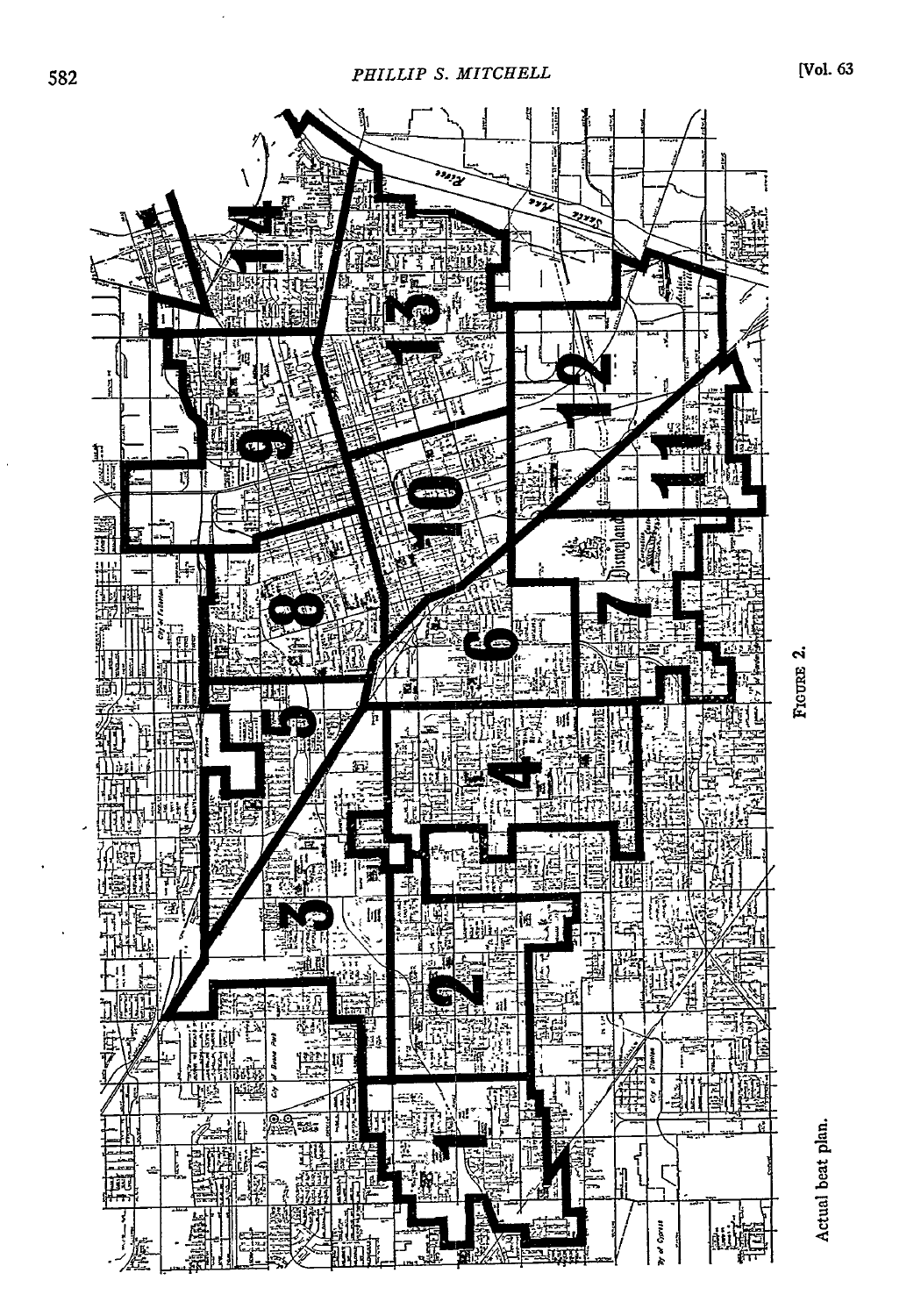FIGURE 2.

Actual beat plan.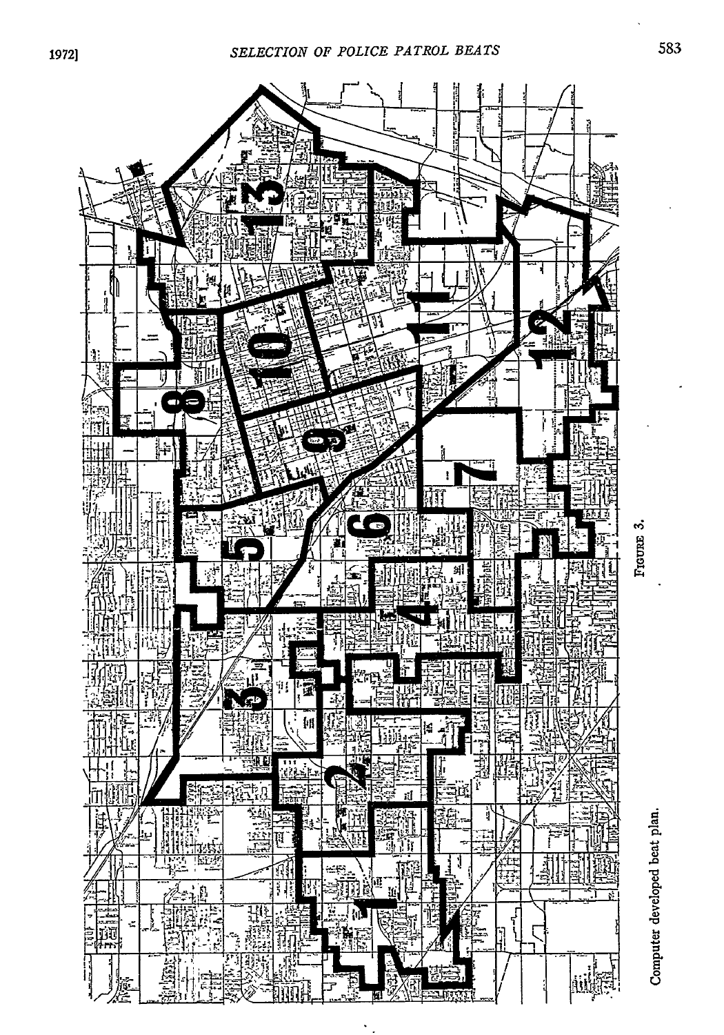FIGURE 3.

Computer developed beat plan.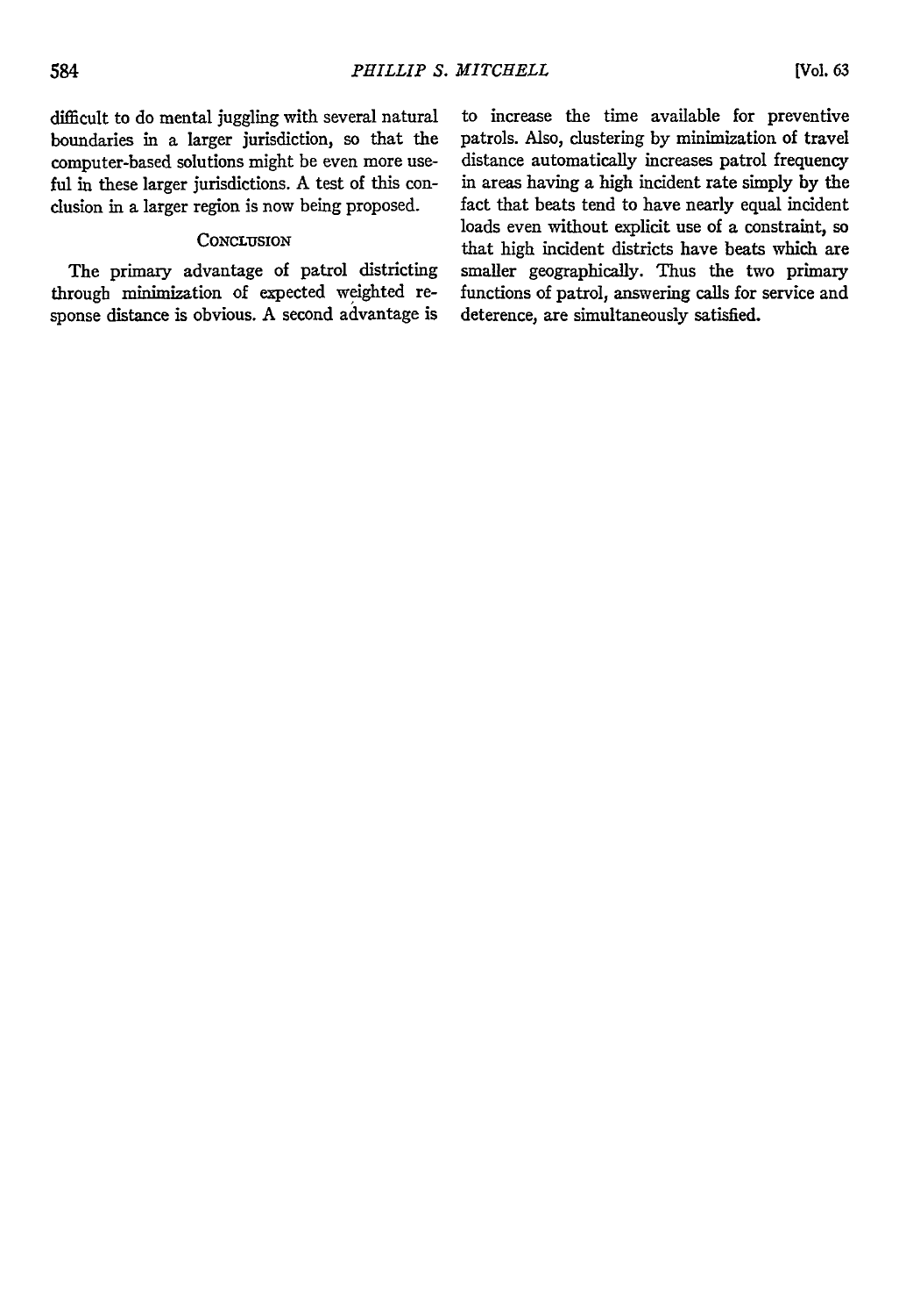difficult to do mental juggling with several natural boundaries in a larger jurisdiction, so that the computer-based solutions might be even more useful in these larger jurisdictions. A test of this conclusion in a larger region is now being proposed.

## Conclusion

The primary advantage of patrol districting through minimization of expected weighted response distance is obvious. A second advantage is to increase the time available for preventive patrols. Also, clustering by minimization of travel distance automatically increases patrol frequency in areas having a high incident rate simply by the fact that beats tend to have nearly equal incident loads even without explicit use of a constraint, so that high incident districts have beats which are smaller geographically. Thus the two primary functions of patrol, answering calls for service and deterence, are simultaneously satisfied.